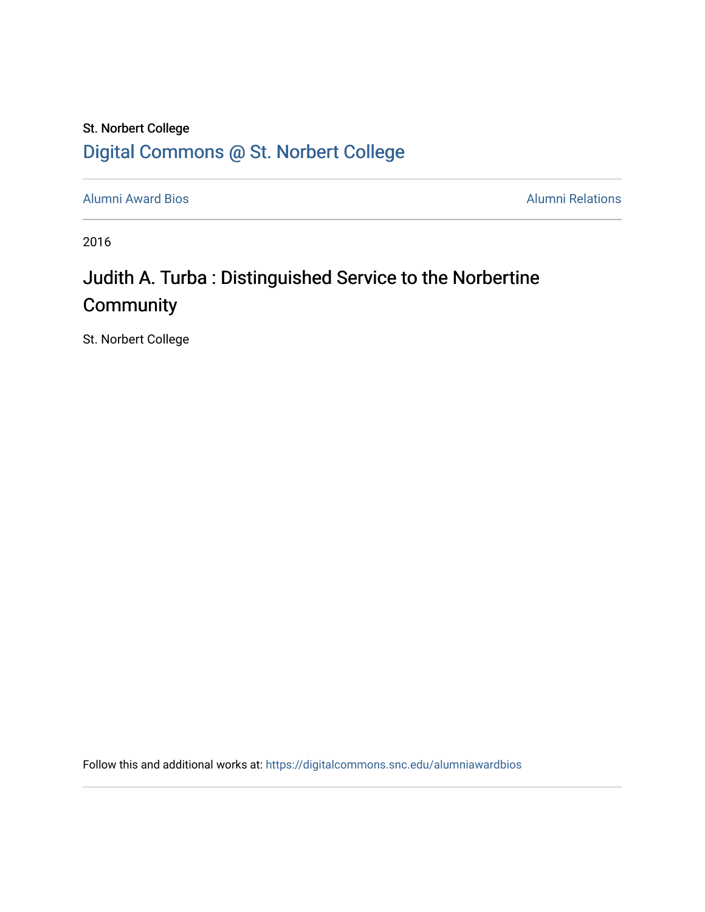St. Norbert College

Digital Commons @ St. Norbert College

Alumni Award Bios | Alumni Relations

2016

# Judith A. Turba : Distinguished Service to the Norbertine Community

St. Norbert College

Follow this and additional works at: https://digitalcommons.snc.edu/alumniawardbios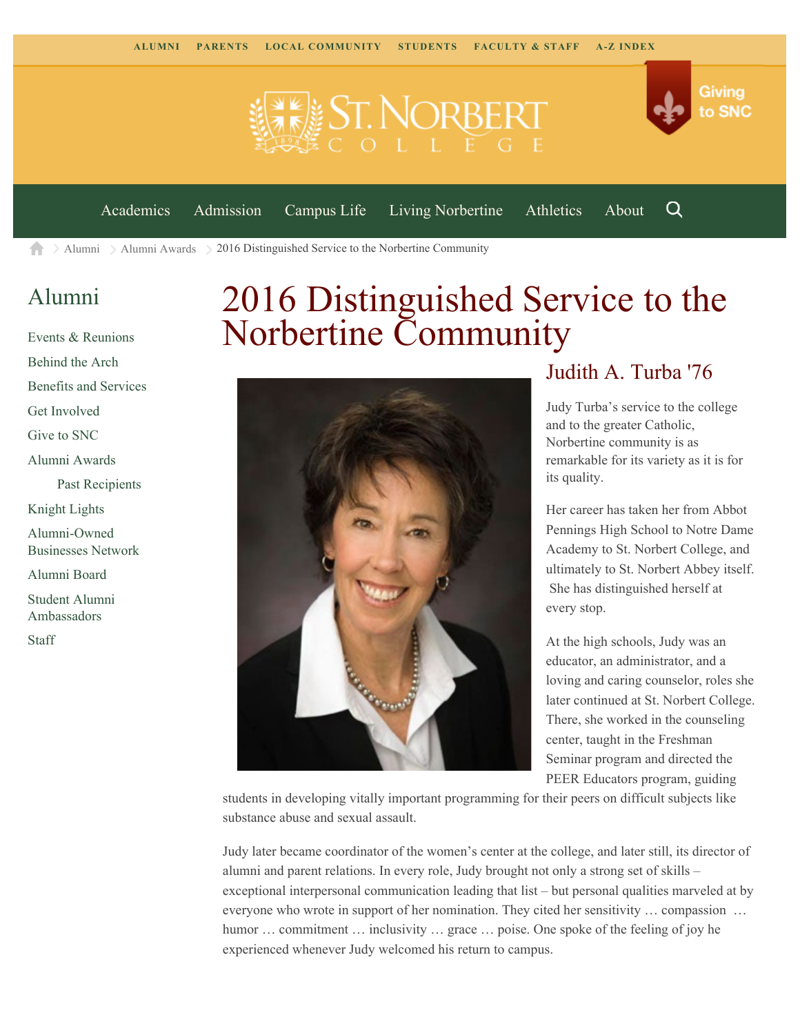ALUMNI PARENTS LOCAL COMMUNITY STUDENTS FACULTY & STAFF A-Z INDEX

Giving to SNC

Academics Admission Campus Life Living Norbertine Athletics About

Alumni > Alumni Awards > 2016 Distinguished Service to the Norbertine Community

## Alumni

- Events & Reunions
- Behind the Arch
- Benefits and Services
- Get Involved
- Give to SNC
- Alumni Awards
  - Past Recipients
- Knight Lights
- Alumni-Owned Businesses Network
- Alumni Board
- Student Alumni Ambassadors
- Staff

# 2016 Distinguished Service to the Norbertine Community

### Judith A. Turba '76

Judy Turba's service to the college and to the greater Catholic, Norbertine community is as remarkable for its variety as it is for its quality.

Her career has taken her from Abbot Pennings High School to Notre Dame Academy to St. Norbert College, and ultimately to St. Norbert Abbey itself. She has distinguished herself at every stop.

At the high schools, Judy was an educator, an administrator, and a loving and caring counselor, roles she later continued at St. Norbert College. There, she worked in the counseling center, taught in the Freshman Seminar program and directed the PEER Educators program, guiding students in developing vitally important programming for their peers on difficult subjects like substance abuse and sexual assault.

Judy later became coordinator of the women's center at the college, and later still, its director of alumni and parent relations. In every role, Judy brought not only a strong set of skills – exceptional interpersonal communication leading that list – but personal qualities marveled at by everyone who wrote in support of her nomination. They cited her sensitivity … compassion … humor … commitment … inclusivity … grace … poise. One spoke of the feeling of joy he experienced whenever Judy welcomed his return to campus.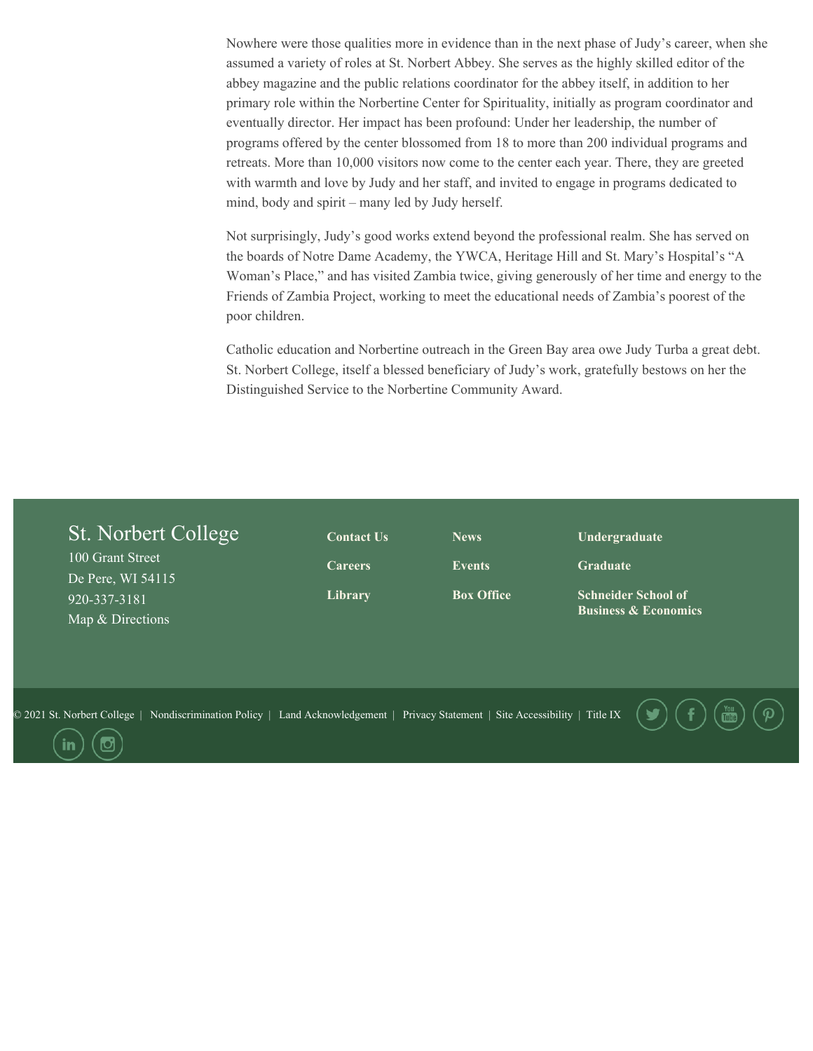Nowhere were those qualities more in evidence than in the next phase of Judy's career, when she assumed a variety of roles at St. Norbert Abbey. She serves as the highly skilled editor of the abbey magazine and the public relations coordinator for the abbey itself, in addition to her primary role within the Norbertine Center for Spirituality, initially as program coordinator and eventually director. Her impact has been profound: Under her leadership, the number of programs offered by the center blossomed from 18 to more than 200 individual programs and retreats. More than 10,000 visitors now come to the center each year. There, they are greeted with warmth and love by Judy and her staff, and invited to engage in programs dedicated to mind, body and spirit – many led by Judy herself.

Not surprisingly, Judy's good works extend beyond the professional realm. She has served on the boards of Notre Dame Academy, the YWCA, Heritage Hill and St. Mary's Hospital's "A Woman's Place," and has visited Zambia twice, giving generously of her time and energy to the Friends of Zambia Project, working to meet the educational needs of Zambia's poorest of the poor children.

Catholic education and Norbertine outreach in the Green Bay area owe Judy Turba a great debt. St. Norbert College, itself a blessed beneficiary of Judy's work, gratefully bestows on her the Distinguished Service to the Norbertine Community Award.

St. Norbert College
100 Grant Street
De Pere, WI 54115
920-337-3181
Map & Directions

**Contact Us**
**Careers**
**Library**
**News**
**Events**
**Box Office**
**Undergraduate**
**Graduate**
**Schneider School of Business & Economics**

© 2021 St. Norbert College | Nondiscrimination Policy | Land Acknowledgement | Privacy Statement | Site Accessibility | Title IX